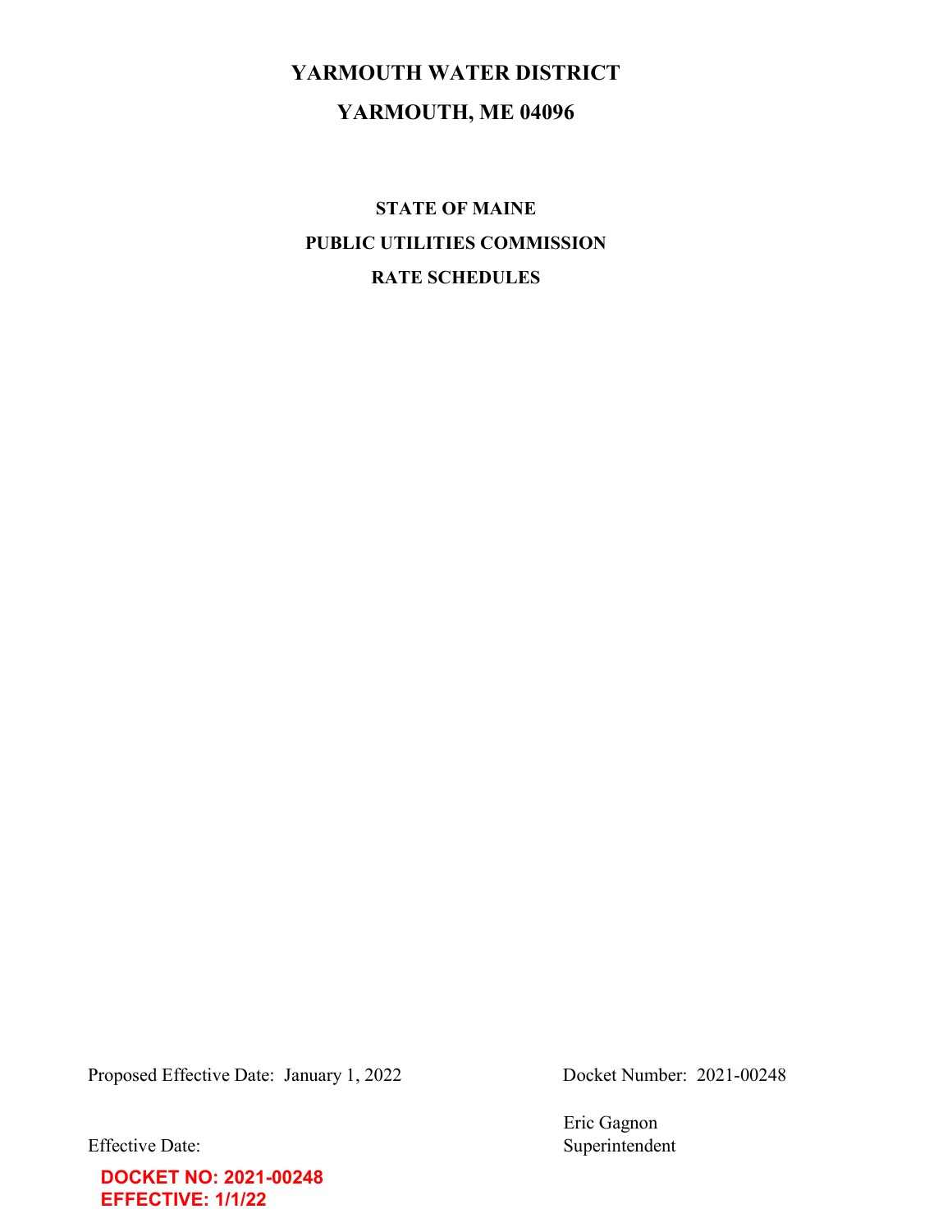# YARMOUTH WATER DISTRICT

# YARMOUTH, ME 04096

## STATE OF MAINE

## PUBLIC UTILITIES COMMISSION

## RATE SCHEDULES

Proposed Effective Date: January 1, 2022

Docket Number: 2021-00248

Effective Date:

Eric Gagnon
Superintendent

**DOCKET NO: 2021-00248**
**EFFECTIVE: 1/1/22**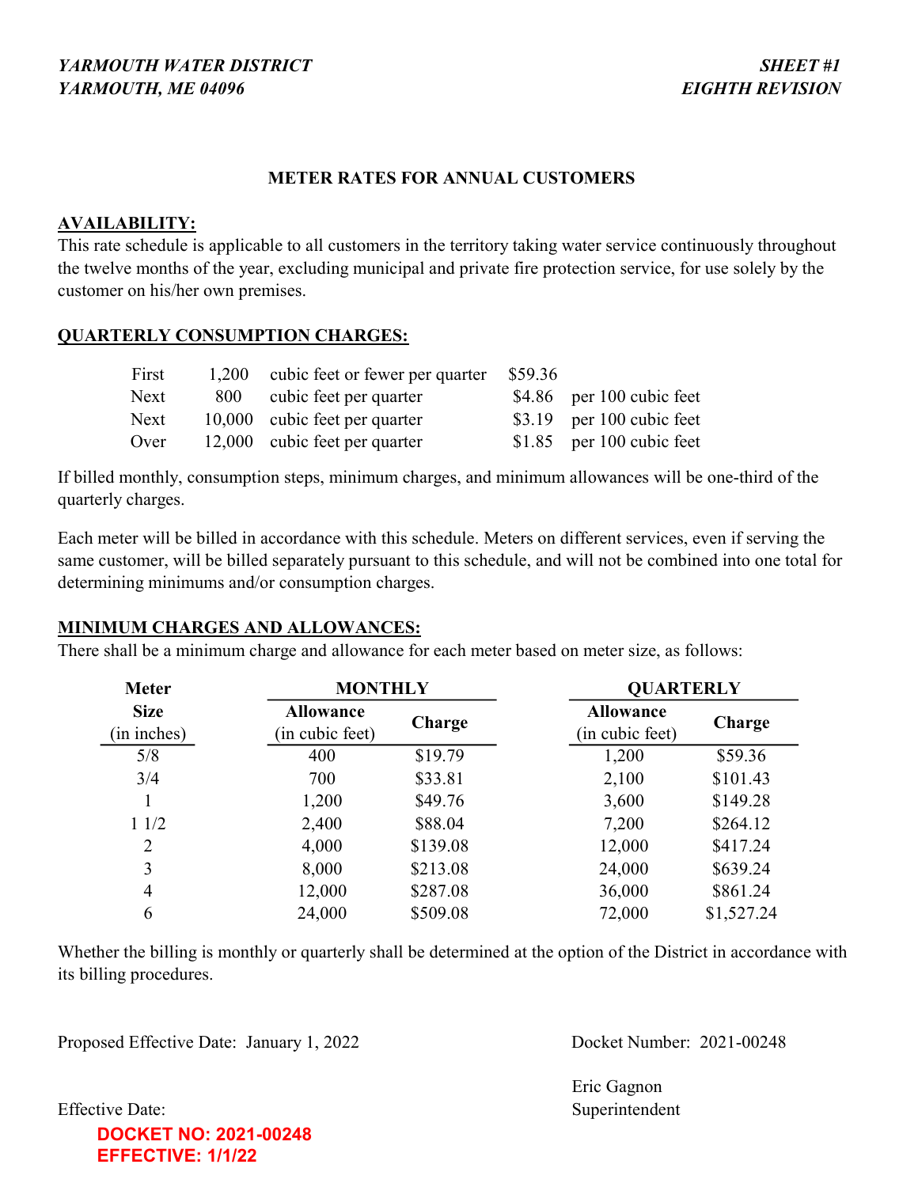*YARMOUTH WATER DISTRICT*
*YARMOUTH, ME 04096*

*SHEET #1*
*EIGHTH REVISION*

**METER RATES FOR ANNUAL CUSTOMERS**

**AVAILABILITY:**

This rate schedule is applicable to all customers in the territory taking water service continuously throughout the twelve months of the year, excluding municipal and private fire protection service, for use solely by the customer on his/her own premises.

**QUARTERLY CONSUMPTION CHARGES:**

| | | | | |
|---|---|---|---|---|
| First | 1,200 | cubic feet or fewer per quarter | $59.36 | |
| Next | 800 | cubic feet per quarter | $4.86 | per 100 cubic feet |
| Next | 10,000 | cubic feet per quarter | $3.19 | per 100 cubic feet |
| Over | 12,000 | cubic feet per quarter | $1.85 | per 100 cubic feet |

If billed monthly, consumption steps, minimum charges, and minimum allowances will be one-third of the quarterly charges.

Each meter will be billed in accordance with this schedule. Meters on different services, even if serving the same customer, will be billed separately pursuant to this schedule, and will not be combined into one total for determining minimums and/or consumption charges.

**MINIMUM CHARGES AND ALLOWANCES:**

There shall be a minimum charge and allowance for each meter based on meter size, as follows:

| Meter | MONTHLY | | QUARTERLY | |
|---|---|---|---|---|
| Size (in inches) | Allowance (in cubic feet) | Charge | Allowance (in cubic feet) | Charge |
| 5/8 | 400 | $19.79 | 1,200 | $59.36 |
| 3/4 | 700 | $33.81 | 2,100 | $101.43 |
| 1 | 1,200 | $49.76 | 3,600 | $149.28 |
| 1 1/2 | 2,400 | $88.04 | 7,200 | $264.12 |
| 2 | 4,000 | $139.08 | 12,000 | $417.24 |
| 3 | 8,000 | $213.08 | 24,000 | $639.24 |
| 4 | 12,000 | $287.08 | 36,000 | $861.24 |
| 6 | 24,000 | $509.08 | 72,000 | $1,527.24 |

Whether the billing is monthly or quarterly shall be determined at the option of the District in accordance with its billing procedures.

Proposed Effective Date: January 1, 2022

Docket Number: 2021-00248

Effective Date:

Eric Gagnon
Superintendent

**DOCKET NO: 2021-00248**
**EFFECTIVE: 1/1/22**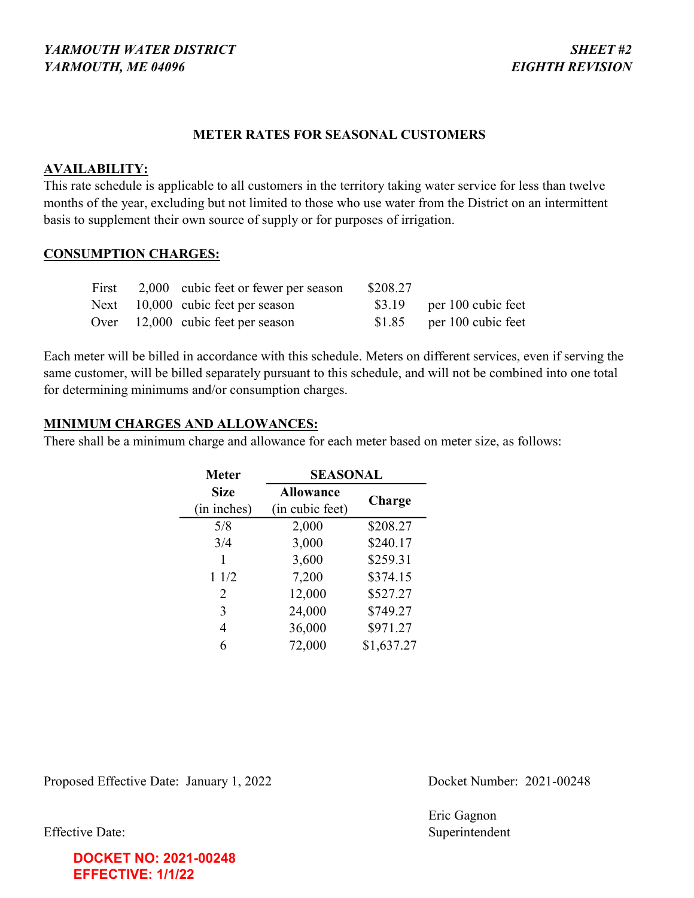*YARMOUTH WATER DISTRICT*
*YARMOUTH, ME 04096*

*SHEET #2*
*EIGHTH REVISION*

## METER RATES FOR SEASONAL CUSTOMERS

**AVAILABILITY:**

This rate schedule is applicable to all customers in the territory taking water service for less than twelve months of the year, excluding but not limited to those who use water from the District on an intermittent basis to supplement their own source of supply or for purposes of irrigation.

**CONSUMPTION CHARGES:**

| | | | | |
|---|---|---|---|---|
| First | 2,000 | cubic feet or fewer per season | $208.27 | |
| Next | 10,000 | cubic feet per season | $3.19 | per 100 cubic feet |
| Over | 12,000 | cubic feet per season | $1.85 | per 100 cubic feet |

Each meter will be billed in accordance with this schedule. Meters on different services, even if serving the same customer, will be billed separately pursuant to this schedule, and will not be combined into one total for determining minimums and/or consumption charges.

**MINIMUM CHARGES AND ALLOWANCES:**

There shall be a minimum charge and allowance for each meter based on meter size, as follows:

| Meter | SEASONAL | |
|---|---|---|
| Size (in inches) | Allowance (in cubic feet) | Charge |
| 5/8 | 2,000 | $208.27 |
| 3/4 | 3,000 | $240.17 |
| 1 | 3,600 | $259.31 |
| 1 1/2 | 7,200 | $374.15 |
| 2 | 12,000 | $527.27 |
| 3 | 24,000 | $749.27 |
| 4 | 36,000 | $971.27 |
| 6 | 72,000 | $1,637.27 |

Proposed Effective Date: January 1, 2022

Docket Number: 2021-00248

Effective Date:

Eric Gagnon
Superintendent

**DOCKET NO: 2021-00248**
**EFFECTIVE: 1/1/22**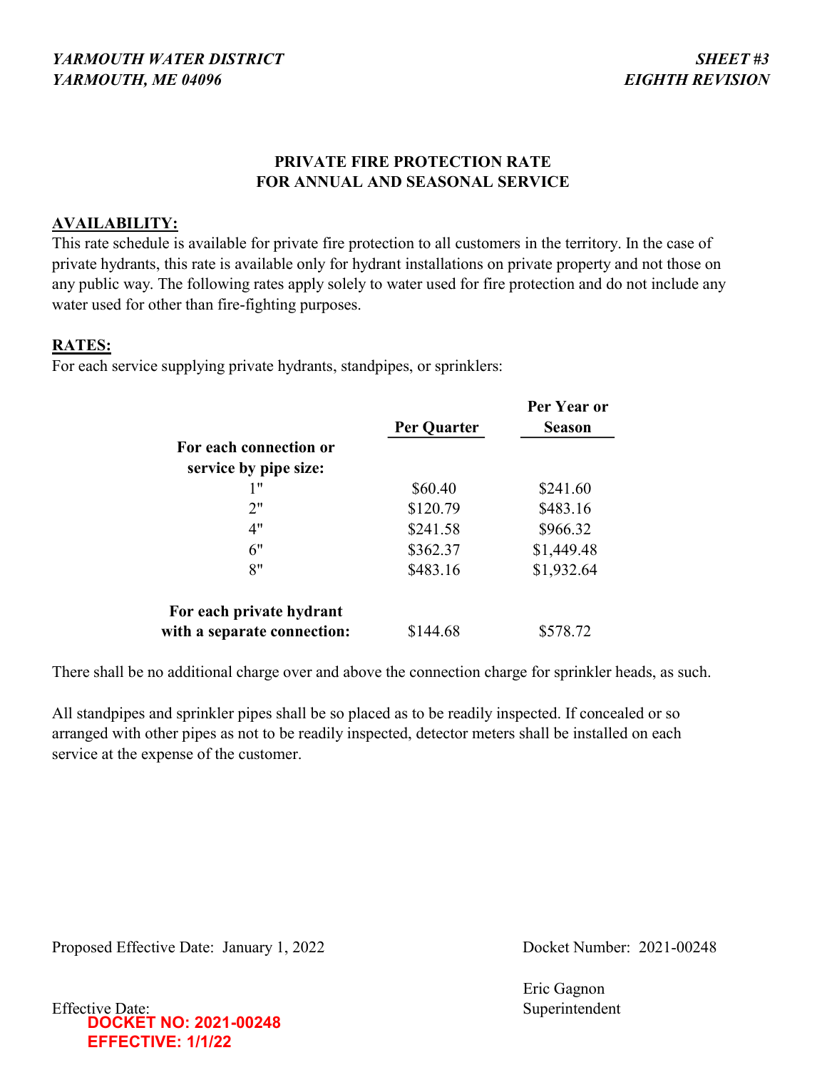*YARMOUTH WATER DISTRICT*
*YARMOUTH, ME 04096*

*SHEET #3*
*EIGHTH REVISION*

## PRIVATE FIRE PROTECTION RATE FOR ANNUAL AND SEASONAL SERVICE

**AVAILABILITY:**

This rate schedule is available for private fire protection to all customers in the territory. In the case of private hydrants, this rate is available only for hydrant installations on private property and not those on any public way. The following rates apply solely to water used for fire protection and do not include any water used for other than fire-fighting purposes.

**RATES:**

For each service supplying private hydrants, standpipes, or sprinklers:

| | Per Quarter | Per Year or Season |
|---|---|---|
| **For each connection or service by pipe size:** | | |
| 1" | $60.40 | $241.60 |
| 2" | $120.79 | $483.16 |
| 4" | $241.58 | $966.32 |
| 6" | $362.37 | $1,449.48 |
| 8" | $483.16 | $1,932.64 |
| **For each private hydrant with a separate connection:** | $144.68 | $578.72 |

There shall be no additional charge over and above the connection charge for sprinkler heads, as such.

All standpipes and sprinkler pipes shall be so placed as to be readily inspected. If concealed or so arranged with other pipes as not to be readily inspected, detector meters shall be installed on each service at the expense of the customer.

Proposed Effective Date: January 1, 2022

Docket Number: 2021-00248

Effective Date:

**DOCKET NO: 2021-00248**
**EFFECTIVE: 1/1/22**

Eric Gagnon
Superintendent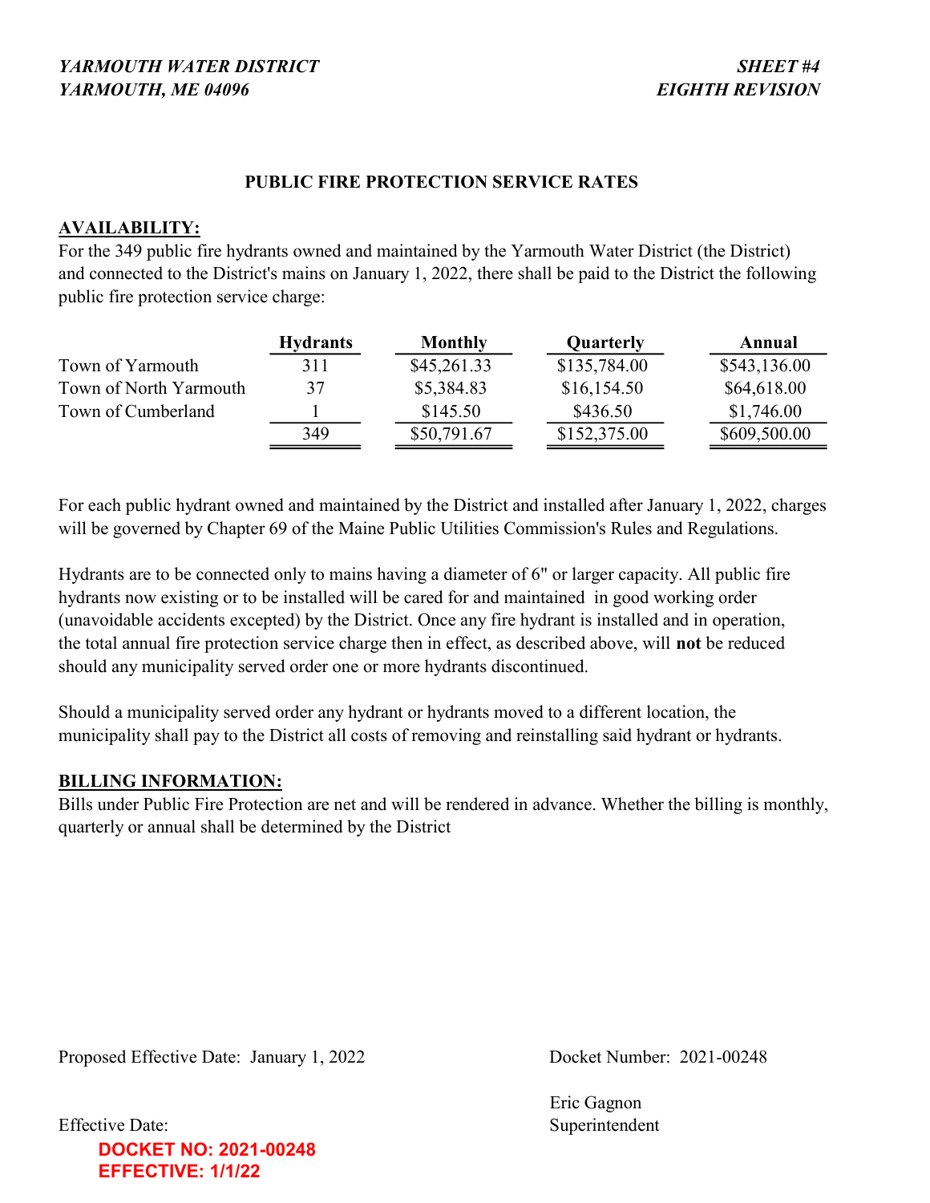*YARMOUTH WATER DISTRICT*
*YARMOUTH, ME 04096*

*SHEET #4*
*EIGHTH REVISION*

## PUBLIC FIRE PROTECTION SERVICE RATES

**AVAILABILITY:**

For the 349 public fire hydrants owned and maintained by the Yarmouth Water District (the District) and connected to the District's mains on January 1, 2022, there shall be paid to the District the following public fire protection service charge:

| | Hydrants | Monthly | Quarterly | Annual |
|---|---|---|---|---|
| Town of Yarmouth | 311 | $45,261.33 | $135,784.00 | $543,136.00 |
| Town of North Yarmouth | 37 | $5,384.83 | $16,154.50 | $64,618.00 |
| Town of Cumberland | 1 | $145.50 | $436.50 | $1,746.00 |
| | 349 | $50,791.67 | $152,375.00 | $609,500.00 |

For each public hydrant owned and maintained by the District and installed after January 1, 2022, charges will be governed by Chapter 69 of the Maine Public Utilities Commission's Rules and Regulations.

Hydrants are to be connected only to mains having a diameter of 6" or larger capacity. All public fire hydrants now existing or to be installed will be cared for and maintained in good working order (unavoidable accidents excepted) by the District. Once any fire hydrant is installed and in operation, the total annual fire protection service charge then in effect, as described above, will **not** be reduced should any municipality served order one or more hydrants discontinued.

Should a municipality served order any hydrant or hydrants moved to a different location, the municipality shall pay to the District all costs of removing and reinstalling said hydrant or hydrants.

**BILLING INFORMATION:**

Bills under Public Fire Protection are net and will be rendered in advance. Whether the billing is monthly, quarterly or annual shall be determined by the District

Proposed Effective Date: January 1, 2022

Docket Number: 2021-00248

Effective Date:

Eric Gagnon
Superintendent

**DOCKET NO: 2021-00248**
**EFFECTIVE: 1/1/22**